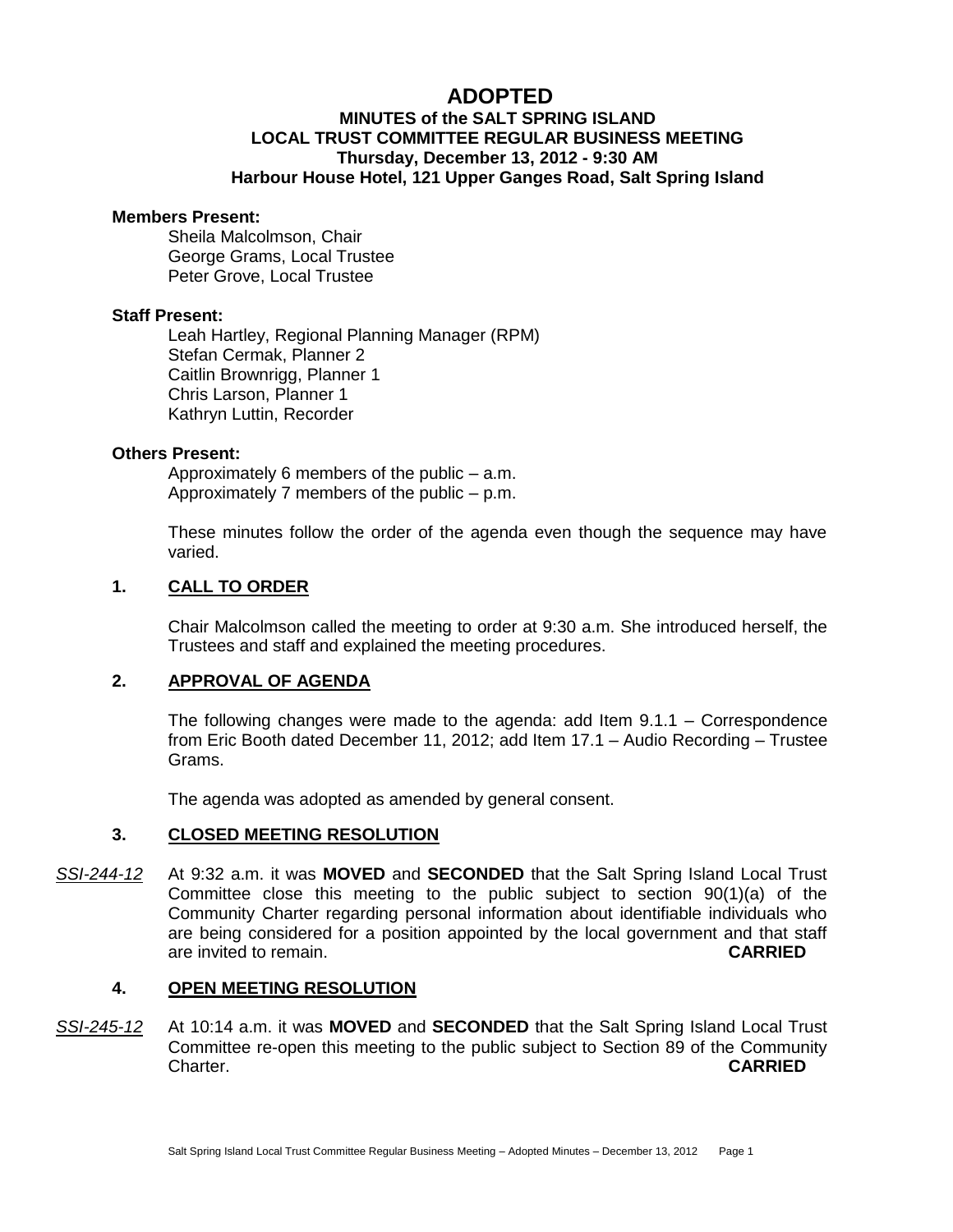# ADOPTED

## MINUTES of the SALT SPRING ISLAND LOCAL TRUST COMMITTEE REGULAR BUSINESS MEETING
## Thursday, December 13, 2012 - 9:30 AM
## Harbour House Hotel, 121 Upper Ganges Road, Salt Spring Island

**Members Present:**

Sheila Malcolmson, Chair
George Grams, Local Trustee
Peter Grove, Local Trustee

**Staff Present:**

Leah Hartley, Regional Planning Manager (RPM)
Stefan Cermak, Planner 2
Caitlin Brownrigg, Planner 1
Chris Larson, Planner 1
Kathryn Luttin, Recorder

**Others Present:**

Approximately 6 members of the public – a.m.
Approximately 7 members of the public – p.m.

These minutes follow the order of the agenda even though the sequence may have varied.

### 1. CALL TO ORDER

Chair Malcolmson called the meeting to order at 9:30 a.m. She introduced herself, the Trustees and staff and explained the meeting procedures.

### 2. APPROVAL OF AGENDA

The following changes were made to the agenda: add Item 9.1.1 – Correspondence from Eric Booth dated December 11, 2012; add Item 17.1 – Audio Recording – Trustee Grams.

The agenda was adopted as amended by general consent.

### 3. CLOSED MEETING RESOLUTION

*SSI-244-12* At 9:32 a.m. it was **MOVED** and **SECONDED** that the Salt Spring Island Local Trust Committee close this meeting to the public subject to section 90(1)(a) of the Community Charter regarding personal information about identifiable individuals who are being considered for a position appointed by the local government and that staff are invited to remain. **CARRIED**

### 4. OPEN MEETING RESOLUTION

*SSI-245-12* At 10:14 a.m. it was **MOVED** and **SECONDED** that the Salt Spring Island Local Trust Committee re-open this meeting to the public subject to Section 89 of the Community Charter. **CARRIED**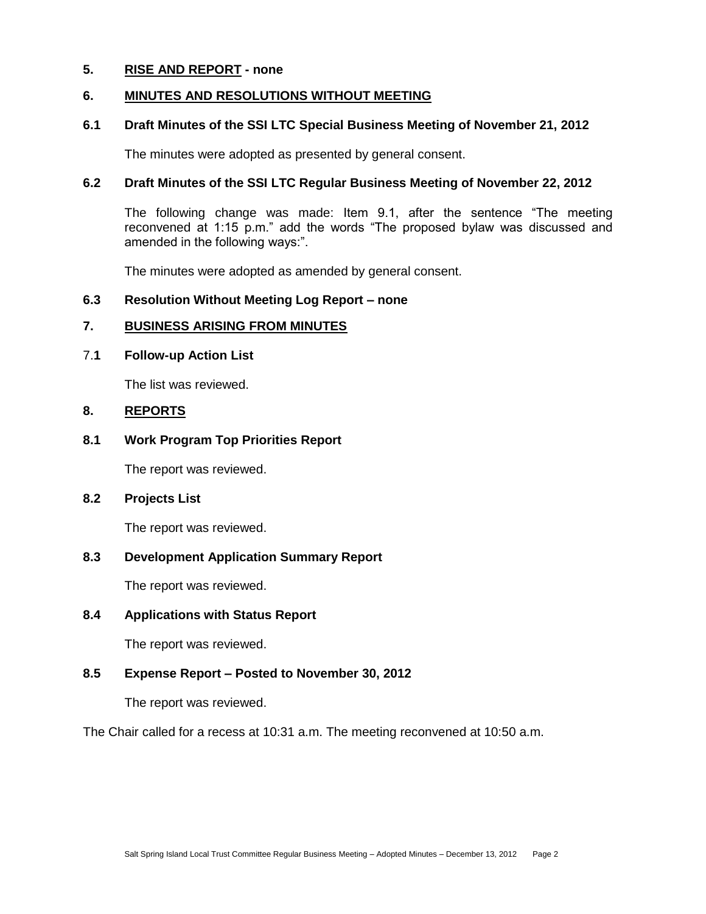## 5. RISE AND REPORT - none

## 6. MINUTES AND RESOLUTIONS WITHOUT MEETING

### 6.1 Draft Minutes of the SSI LTC Special Business Meeting of November 21, 2012

The minutes were adopted as presented by general consent.

### 6.2 Draft Minutes of the SSI LTC Regular Business Meeting of November 22, 2012

The following change was made: Item 9.1, after the sentence "The meeting reconvened at 1:15 p.m." add the words "The proposed bylaw was discussed and amended in the following ways:".

The minutes were adopted as amended by general consent.

### 6.3 Resolution Without Meeting Log Report – none

## 7. BUSINESS ARISING FROM MINUTES

### 7.1 Follow-up Action List

The list was reviewed.

## 8. REPORTS

### 8.1 Work Program Top Priorities Report

The report was reviewed.

### 8.2 Projects List

The report was reviewed.

### 8.3 Development Application Summary Report

The report was reviewed.

### 8.4 Applications with Status Report

The report was reviewed.

### 8.5 Expense Report – Posted to November 30, 2012

The report was reviewed.

The Chair called for a recess at 10:31 a.m. The meeting reconvened at 10:50 a.m.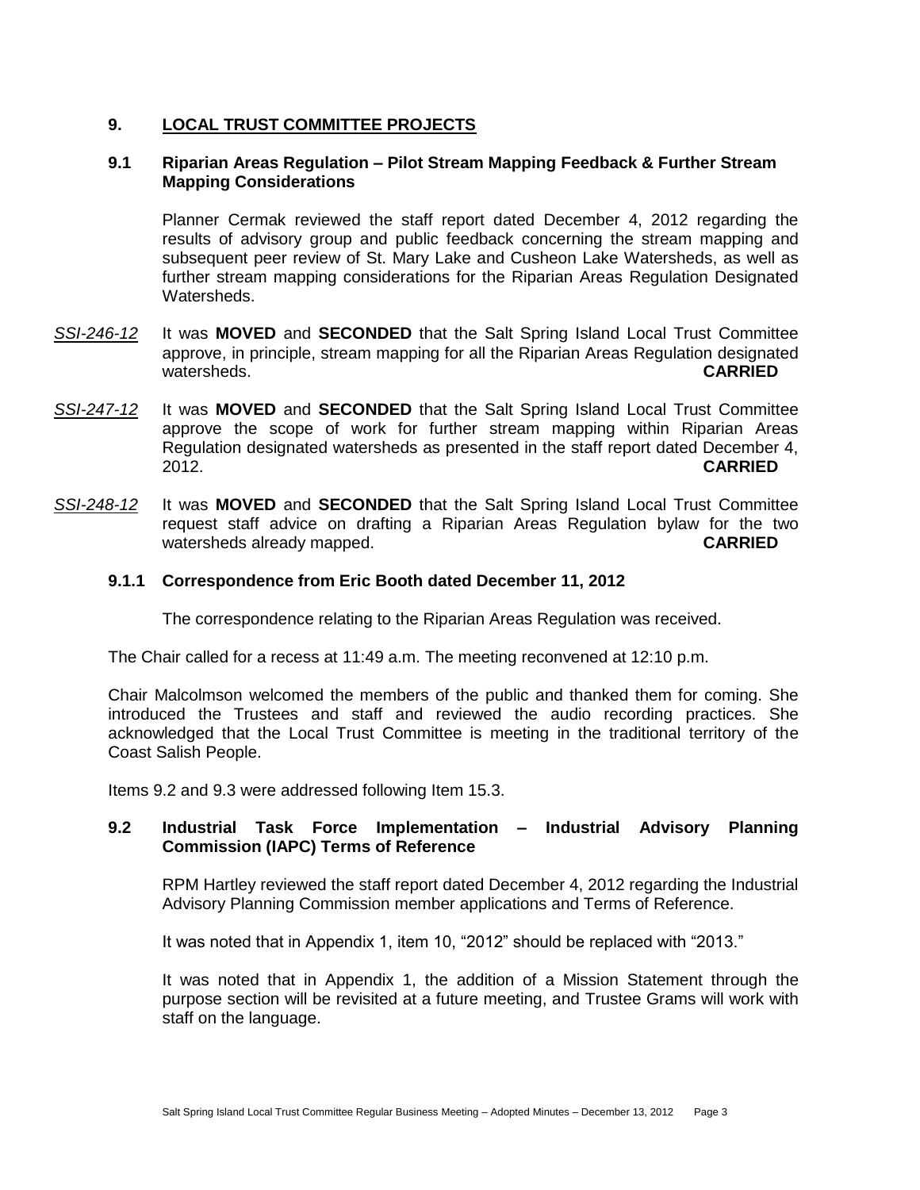## 9. LOCAL TRUST COMMITTEE PROJECTS

### 9.1 Riparian Areas Regulation – Pilot Stream Mapping Feedback & Further Stream Mapping Considerations

Planner Cermak reviewed the staff report dated December 4, 2012 regarding the results of advisory group and public feedback concerning the stream mapping and subsequent peer review of St. Mary Lake and Cusheon Lake Watersheds, as well as further stream mapping considerations for the Riparian Areas Regulation Designated Watersheds.

*SSI-246-12* It was **MOVED** and **SECONDED** that the Salt Spring Island Local Trust Committee approve, in principle, stream mapping for all the Riparian Areas Regulation designated watersheds. **CARRIED**

*SSI-247-12* It was **MOVED** and **SECONDED** that the Salt Spring Island Local Trust Committee approve the scope of work for further stream mapping within Riparian Areas Regulation designated watersheds as presented in the staff report dated December 4, 2012. **CARRIED**

*SSI-248-12* It was **MOVED** and **SECONDED** that the Salt Spring Island Local Trust Committee request staff advice on drafting a Riparian Areas Regulation bylaw for the two watersheds already mapped. **CARRIED**

#### 9.1.1 Correspondence from Eric Booth dated December 11, 2012

The correspondence relating to the Riparian Areas Regulation was received.

The Chair called for a recess at 11:49 a.m. The meeting reconvened at 12:10 p.m.

Chair Malcolmson welcomed the members of the public and thanked them for coming. She introduced the Trustees and staff and reviewed the audio recording practices. She acknowledged that the Local Trust Committee is meeting in the traditional territory of the Coast Salish People.

Items 9.2 and 9.3 were addressed following Item 15.3.

### 9.2 Industrial Task Force Implementation – Industrial Advisory Planning Commission (IAPC) Terms of Reference

RPM Hartley reviewed the staff report dated December 4, 2012 regarding the Industrial Advisory Planning Commission member applications and Terms of Reference.

It was noted that in Appendix 1, item 10, "2012" should be replaced with "2013."

It was noted that in Appendix 1, the addition of a Mission Statement through the purpose section will be revisited at a future meeting, and Trustee Grams will work with staff on the language.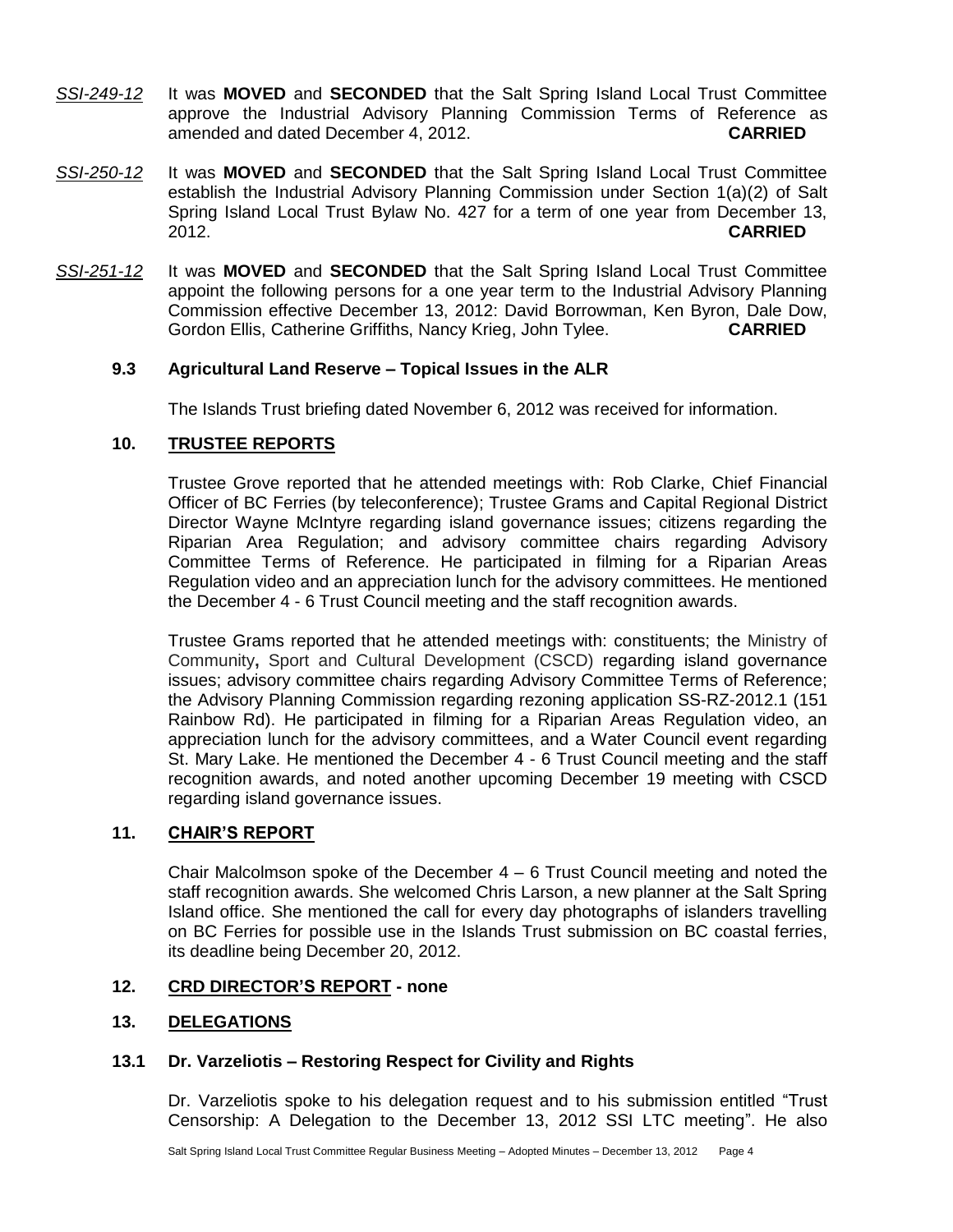*SSI-249-12* It was **MOVED** and **SECONDED** that the Salt Spring Island Local Trust Committee approve the Industrial Advisory Planning Commission Terms of Reference as amended and dated December 4, 2012. **CARRIED**

*SSI-250-12* It was **MOVED** and **SECONDED** that the Salt Spring Island Local Trust Committee establish the Industrial Advisory Planning Commission under Section 1(a)(2) of Salt Spring Island Local Trust Bylaw No. 427 for a term of one year from December 13, 2012. **CARRIED**

*SSI-251-12* It was **MOVED** and **SECONDED** that the Salt Spring Island Local Trust Committee appoint the following persons for a one year term to the Industrial Advisory Planning Commission effective December 13, 2012: David Borrowman, Ken Byron, Dale Dow, Gordon Ellis, Catherine Griffiths, Nancy Krieg, John Tylee. **CARRIED**

### 9.3 Agricultural Land Reserve – Topical Issues in the ALR

The Islands Trust briefing dated November 6, 2012 was received for information.

## 10. TRUSTEE REPORTS

Trustee Grove reported that he attended meetings with: Rob Clarke, Chief Financial Officer of BC Ferries (by teleconference); Trustee Grams and Capital Regional District Director Wayne McIntyre regarding island governance issues; citizens regarding the Riparian Area Regulation; and advisory committee chairs regarding Advisory Committee Terms of Reference. He participated in filming for a Riparian Areas Regulation video and an appreciation lunch for the advisory committees. He mentioned the December 4 - 6 Trust Council meeting and the staff recognition awards.

Trustee Grams reported that he attended meetings with: constituents; the Ministry of Community, Sport and Cultural Development (CSCD) regarding island governance issues; advisory committee chairs regarding Advisory Committee Terms of Reference; the Advisory Planning Commission regarding rezoning application SS-RZ-2012.1 (151 Rainbow Rd). He participated in filming for a Riparian Areas Regulation video, an appreciation lunch for the advisory committees, and a Water Council event regarding St. Mary Lake. He mentioned the December 4 - 6 Trust Council meeting and the staff recognition awards, and noted another upcoming December 19 meeting with CSCD regarding island governance issues.

## 11. CHAIR'S REPORT

Chair Malcolmson spoke of the December 4 – 6 Trust Council meeting and noted the staff recognition awards. She welcomed Chris Larson, a new planner at the Salt Spring Island office. She mentioned the call for every day photographs of islanders travelling on BC Ferries for possible use in the Islands Trust submission on BC coastal ferries, its deadline being December 20, 2012.

## 12. CRD DIRECTOR'S REPORT - none

## 13. DELEGATIONS

### 13.1 Dr. Varzeliotis – Restoring Respect for Civility and Rights

Dr. Varzeliotis spoke to his delegation request and to his submission entitled "Trust Censorship: A Delegation to the December 13, 2012 SSI LTC meeting". He also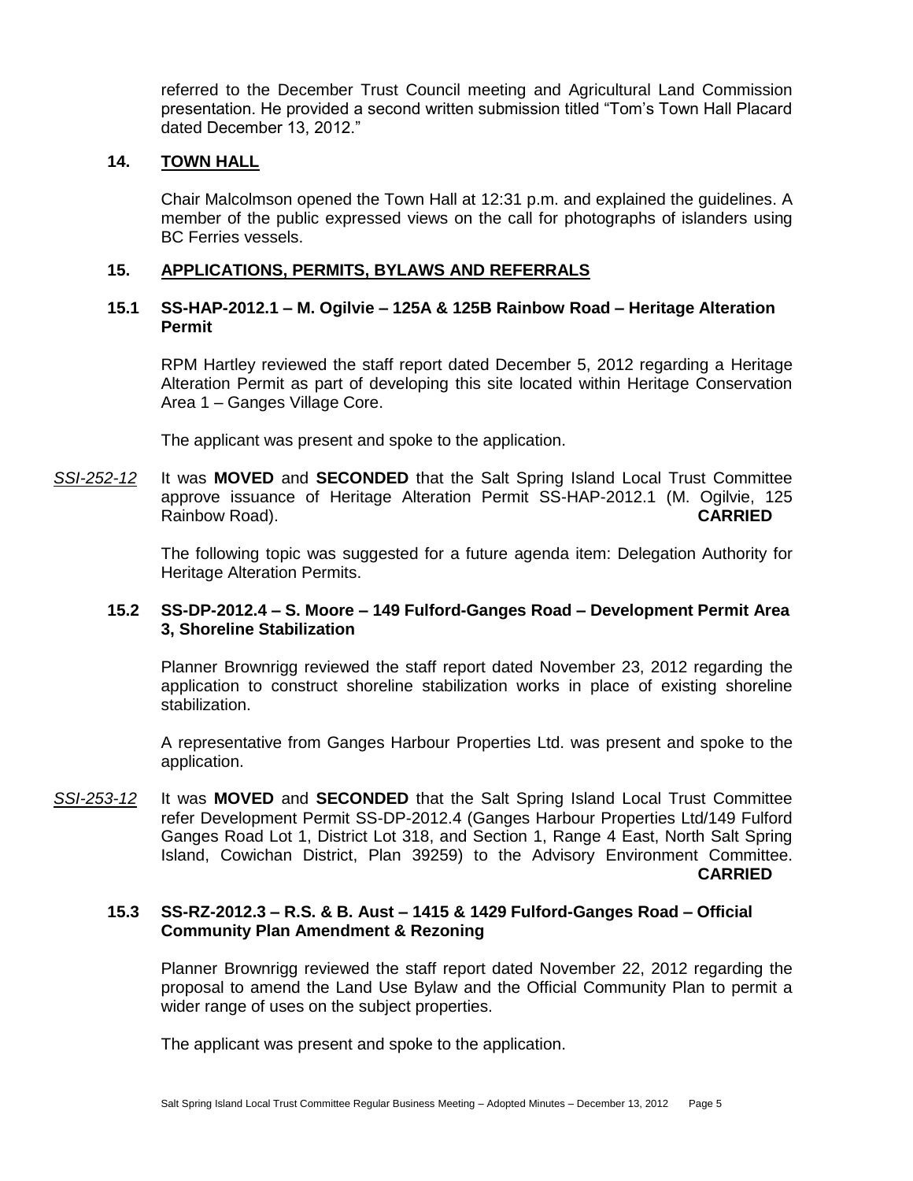referred to the December Trust Council meeting and Agricultural Land Commission presentation. He provided a second written submission titled "Tom's Town Hall Placard dated December 13, 2012."

## 14. TOWN HALL

Chair Malcolmson opened the Town Hall at 12:31 p.m. and explained the guidelines. A member of the public expressed views on the call for photographs of islanders using BC Ferries vessels.

## 15. APPLICATIONS, PERMITS, BYLAWS AND REFERRALS

### 15.1 SS-HAP-2012.1 – M. Ogilvie – 125A & 125B Rainbow Road – Heritage Alteration Permit

RPM Hartley reviewed the staff report dated December 5, 2012 regarding a Heritage Alteration Permit as part of developing this site located within Heritage Conservation Area 1 – Ganges Village Core.

The applicant was present and spoke to the application.

*SSI-252-12* It was **MOVED** and **SECONDED** that the Salt Spring Island Local Trust Committee approve issuance of Heritage Alteration Permit SS-HAP-2012.1 (M. Ogilvie, 125 Rainbow Road). **CARRIED**

The following topic was suggested for a future agenda item: Delegation Authority for Heritage Alteration Permits.

### 15.2 SS-DP-2012.4 – S. Moore – 149 Fulford-Ganges Road – Development Permit Area 3, Shoreline Stabilization

Planner Brownrigg reviewed the staff report dated November 23, 2012 regarding the application to construct shoreline stabilization works in place of existing shoreline stabilization.

A representative from Ganges Harbour Properties Ltd. was present and spoke to the application.

*SSI-253-12* It was **MOVED** and **SECONDED** that the Salt Spring Island Local Trust Committee refer Development Permit SS-DP-2012.4 (Ganges Harbour Properties Ltd/149 Fulford Ganges Road Lot 1, District Lot 318, and Section 1, Range 4 East, North Salt Spring Island, Cowichan District, Plan 39259) to the Advisory Environment Committee. **CARRIED**

### 15.3 SS-RZ-2012.3 – R.S. & B. Aust – 1415 & 1429 Fulford-Ganges Road – Official Community Plan Amendment & Rezoning

Planner Brownrigg reviewed the staff report dated November 22, 2012 regarding the proposal to amend the Land Use Bylaw and the Official Community Plan to permit a wider range of uses on the subject properties.

The applicant was present and spoke to the application.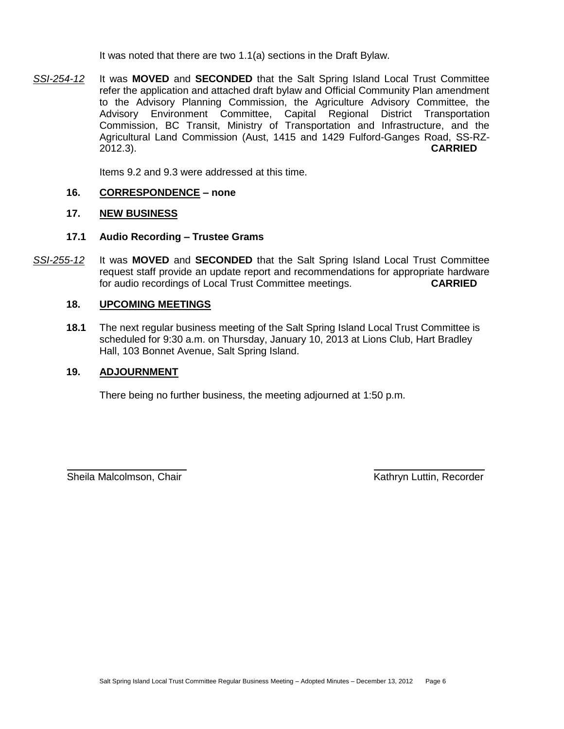It was noted that there are two 1.1(a) sections in the Draft Bylaw.

*SSI-254-12* It was **MOVED** and **SECONDED** that the Salt Spring Island Local Trust Committee refer the application and attached draft bylaw and Official Community Plan amendment to the Advisory Planning Commission, the Agriculture Advisory Committee, the Advisory Environment Committee, Capital Regional District Transportation Commission, BC Transit, Ministry of Transportation and Infrastructure, and the Agricultural Land Commission (Aust, 1415 and 1429 Fulford-Ganges Road, SS-RZ-2012.3). **CARRIED**

Items 9.2 and 9.3 were addressed at this time.

## 16. CORRESPONDENCE – none

## 17. NEW BUSINESS

### 17.1 Audio Recording – Trustee Grams

*SSI-255-12* It was **MOVED** and **SECONDED** that the Salt Spring Island Local Trust Committee request staff provide an update report and recommendations for appropriate hardware for audio recordings of Local Trust Committee meetings. **CARRIED**

## 18. UPCOMING MEETINGS

**18.1** The next regular business meeting of the Salt Spring Island Local Trust Committee is scheduled for 9:30 a.m. on Thursday, January 10, 2013 at Lions Club, Hart Bradley Hall, 103 Bonnet Avenue, Salt Spring Island.

## 19. ADJOURNMENT

There being no further business, the meeting adjourned at 1:50 p.m.

Sheila Malcolmson, Chair

Kathryn Luttin, Recorder